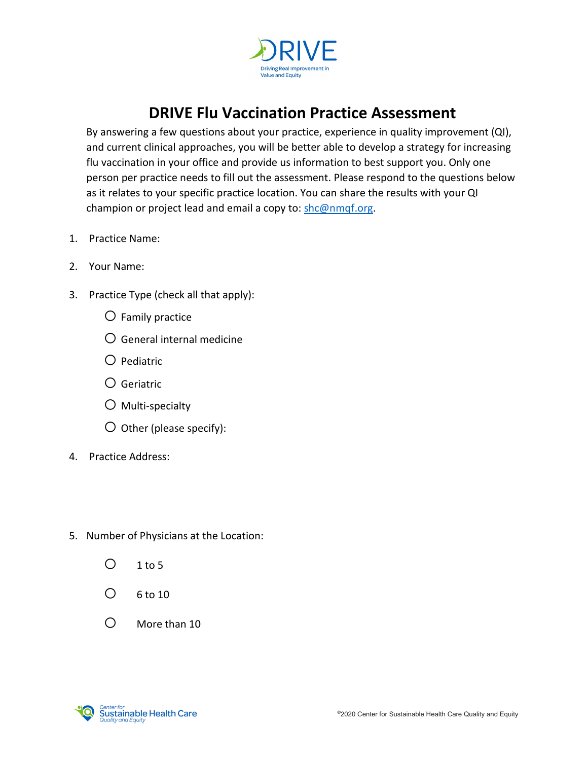# DRIVE Flu Vaccination Practice Assessment

By answering a few questions about your practice, experience in quality improvement (QI), and current clinical approaches, you will be better able to develop a strategy for increasing flu vaccination in your office and provide us information to best support you. Only one person per practice needs to fill out the assessment. Please respond to the questions below as it relates to your specific practice location. You can share the results with your QI champion or project lead and email a copy to: [shc@nmqf.org](mailto:shc@nmqf.org).

1. Practice Name:

2. Your Name:

3. Practice Type (check all that apply):
   - ○ Family practice
   - ○ General internal medicine
   - ○ Pediatric
   - ○ Geriatric
   - ○ Multi-specialty
   - ○ Other (please specify):

4. Practice Address:

5. Number of Physicians at the Location:
   - ○ 1 to 5
   - ○ 6 to 10
   - ○ More than 10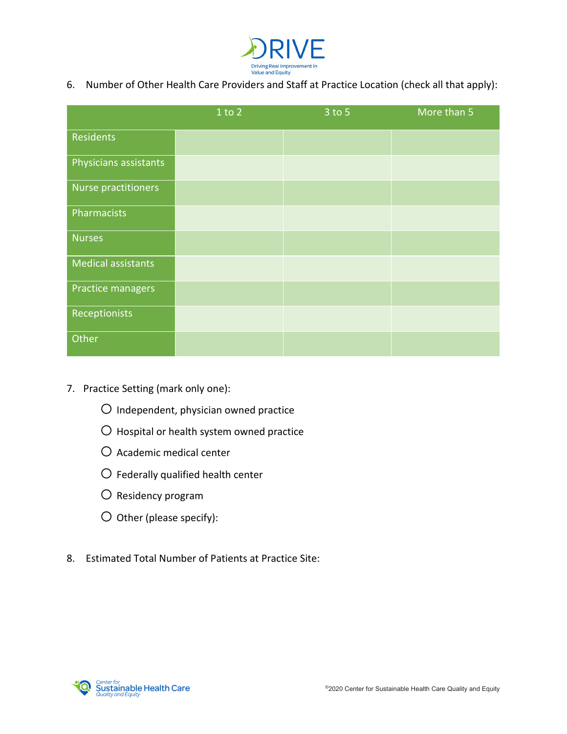6. Number of Other Health Care Providers and Staff at Practice Location (check all that apply):

| | 1 to 2 | 3 to 5 | More than 5 |
|---|---|---|---|
| Residents | | | |
| Physicians assistants | | | |
| Nurse practitioners | | | |
| Pharmacists | | | |
| Nurses | | | |
| Medical assistants | | | |
| Practice managers | | | |
| Receptionists | | | |
| Other | | | |

7. Practice Setting (mark only one):

- ○ Independent, physician owned practice
- ○ Hospital or health system owned practice
- ○ Academic medical center
- ○ Federally qualified health center
- ○ Residency program
- ○ Other (please specify):

8. Estimated Total Number of Patients at Practice Site: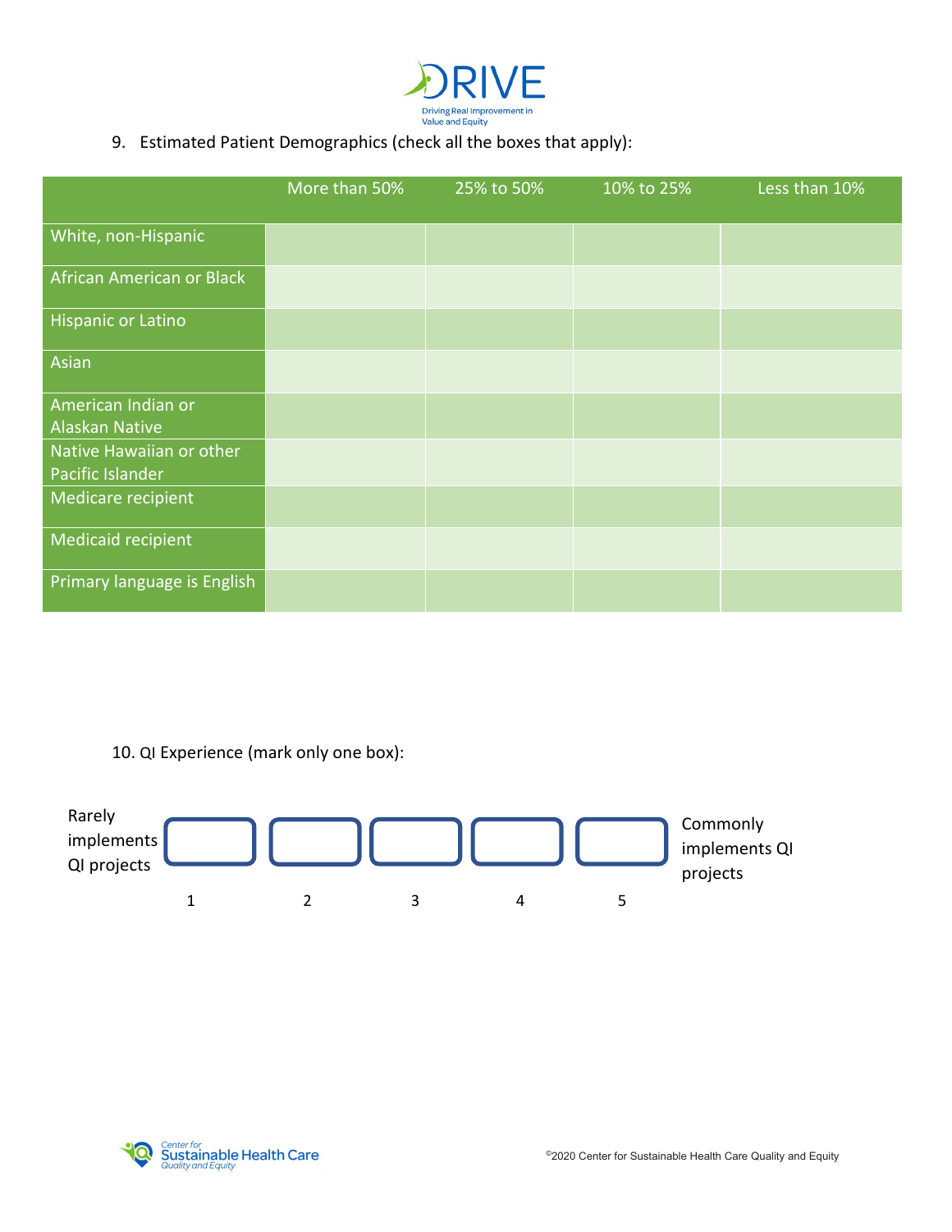9. Estimated Patient Demographics (check all the boxes that apply):

| | More than 50% | 25% to 50% | 10% to 25% | Less than 10% |
|---|---|---|---|---|
| White, non-Hispanic | | | | |
| African American or Black | | | | |
| Hispanic or Latino | | | | |
| Asian | | | | |
| American Indian or Alaskan Native | | | | |
| Native Hawaiian or other Pacific Islander | | | | |
| Medicare recipient | | | | |
| Medicaid recipient | | | | |
| Primary language is English | | | | |

10. QI Experience (mark only one box):

| Rarely implements QI projects | 1 | 2 | 3 | 4 | 5 | Commonly implements QI projects |
|---|---|---|---|---|---|---|
| | ☐ | ☐ | ☐ | ☐ | ☐ | |

©2020 Center for Sustainable Health Care Quality and Equity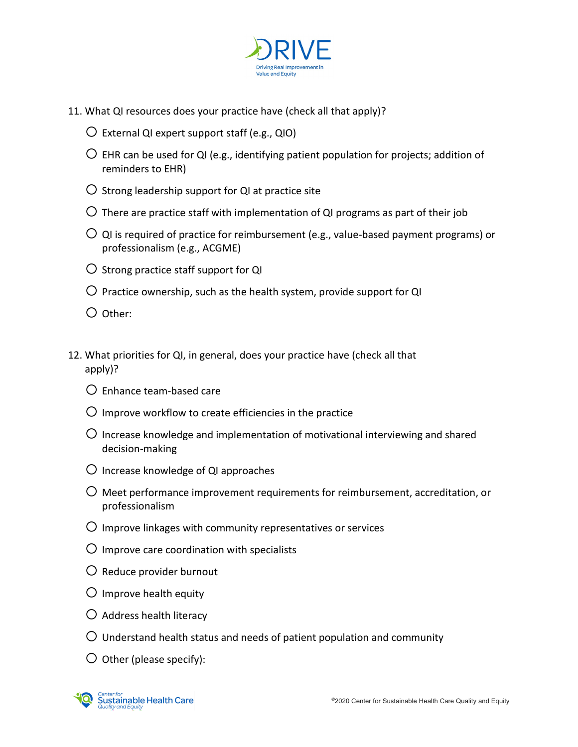11. What QI resources does your practice have (check all that apply)?

- ○ External QI expert support staff (e.g., QIO)
- ○ EHR can be used for QI (e.g., identifying patient population for projects; addition of reminders to EHR)
- ○ Strong leadership support for QI at practice site
- ○ There are practice staff with implementation of QI programs as part of their job
- ○ QI is required of practice for reimbursement (e.g., value-based payment programs) or professionalism (e.g., ACGME)
- ○ Strong practice staff support for QI
- ○ Practice ownership, such as the health system, provide support for QI
- ○ Other:

12. What priorities for QI, in general, does your practice have (check all that apply)?

- ○ Enhance team-based care
- ○ Improve workflow to create efficiencies in the practice
- ○ Increase knowledge and implementation of motivational interviewing and shared decision-making
- ○ Increase knowledge of QI approaches
- ○ Meet performance improvement requirements for reimbursement, accreditation, or professionalism
- ○ Improve linkages with community representatives or services
- ○ Improve care coordination with specialists
- ○ Reduce provider burnout
- ○ Improve health equity
- ○ Address health literacy
- ○ Understand health status and needs of patient population and community
- ○ Other (please specify):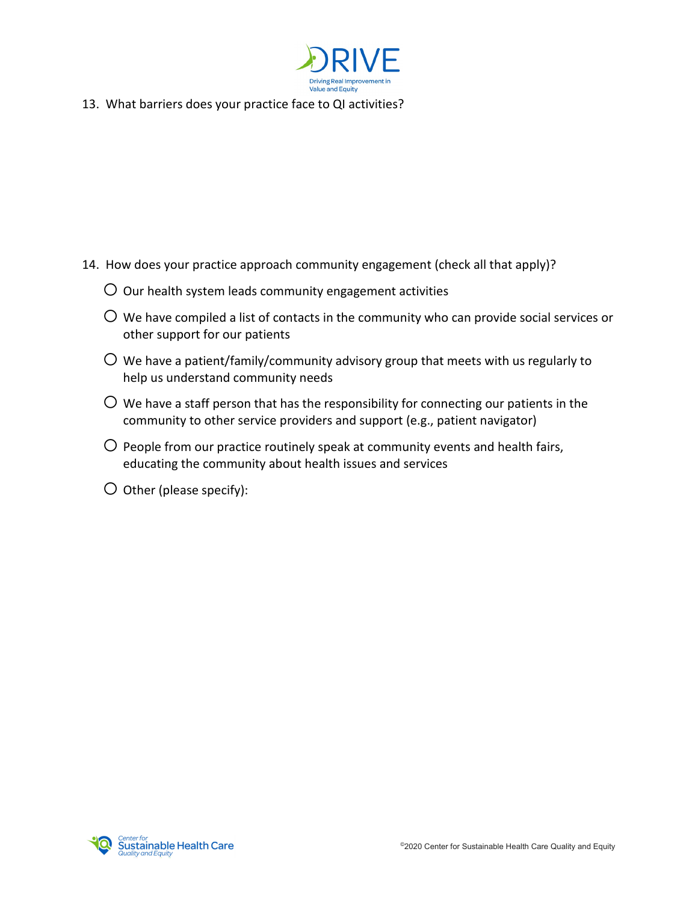13. What barriers does your practice face to QI activities?

14. How does your practice approach community engagement (check all that apply)?

- ○ Our health system leads community engagement activities
- ○ We have compiled a list of contacts in the community who can provide social services or other support for our patients
- ○ We have a patient/family/community advisory group that meets with us regularly to help us understand community needs
- ○ We have a staff person that has the responsibility for connecting our patients in the community to other service providers and support (e.g., patient navigator)
- ○ People from our practice routinely speak at community events and health fairs, educating the community about health issues and services
- ○ Other (please specify):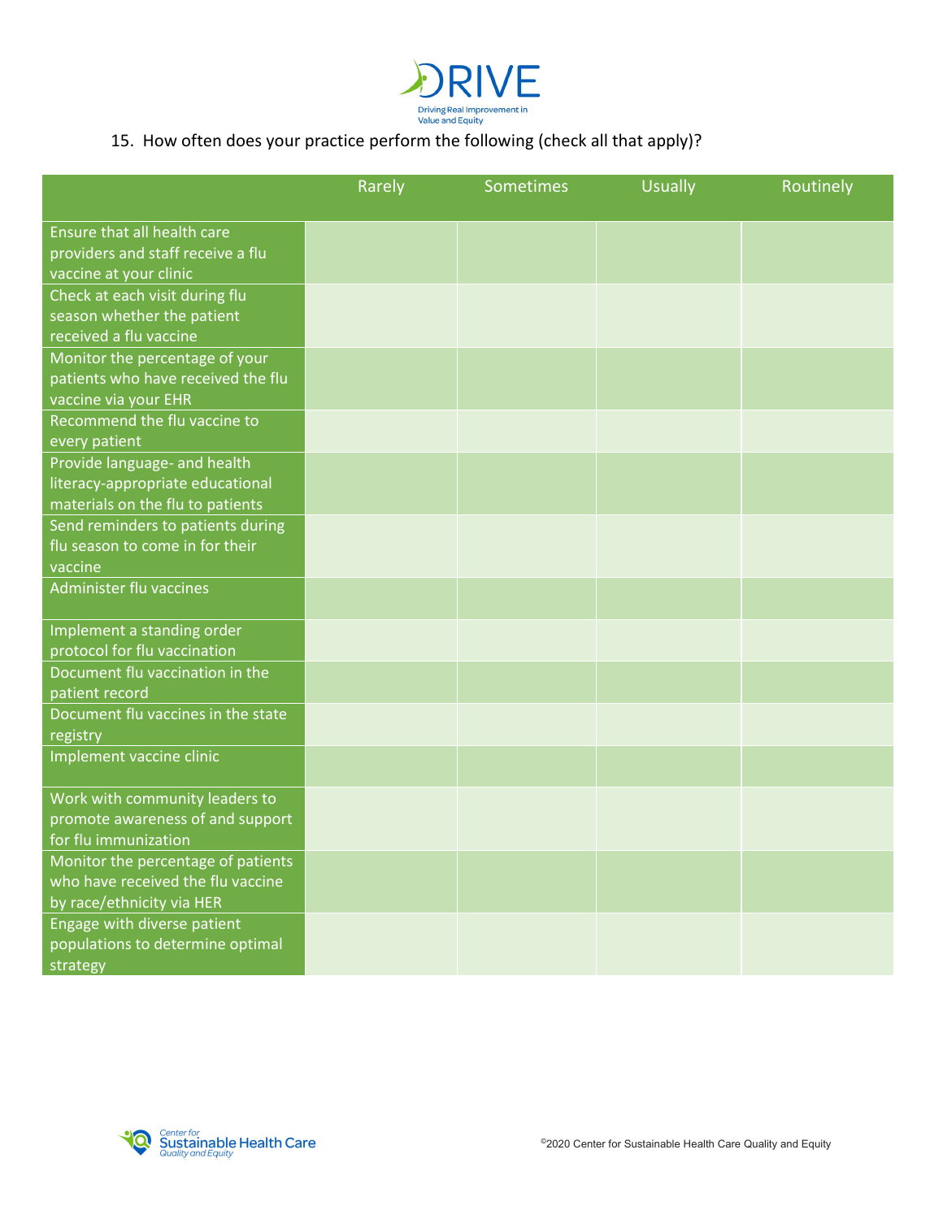15. How often does your practice perform the following (check all that apply)?

| | Rarely | Sometimes | Usually | Routinely |
|---|---|---|---|---|
| Ensure that all health care providers and staff receive a flu vaccine at your clinic | | | | |
| Check at each visit during flu season whether the patient received a flu vaccine | | | | |
| Monitor the percentage of your patients who have received the flu vaccine via your EHR | | | | |
| Recommend the flu vaccine to every patient | | | | |
| Provide language- and health literacy-appropriate educational materials on the flu to patients | | | | |
| Send reminders to patients during flu season to come in for their vaccine | | | | |
| Administer flu vaccines | | | | |
| Implement a standing order protocol for flu vaccination | | | | |
| Document flu vaccination in the patient record | | | | |
| Document flu vaccines in the state registry | | | | |
| Implement vaccine clinic | | | | |
| Work with community leaders to promote awareness of and support for flu immunization | | | | |
| Monitor the percentage of patients who have received the flu vaccine by race/ethnicity via HER | | | | |
| Engage with diverse patient populations to determine optimal strategy | | | | |

©2020 Center for Sustainable Health Care Quality and Equity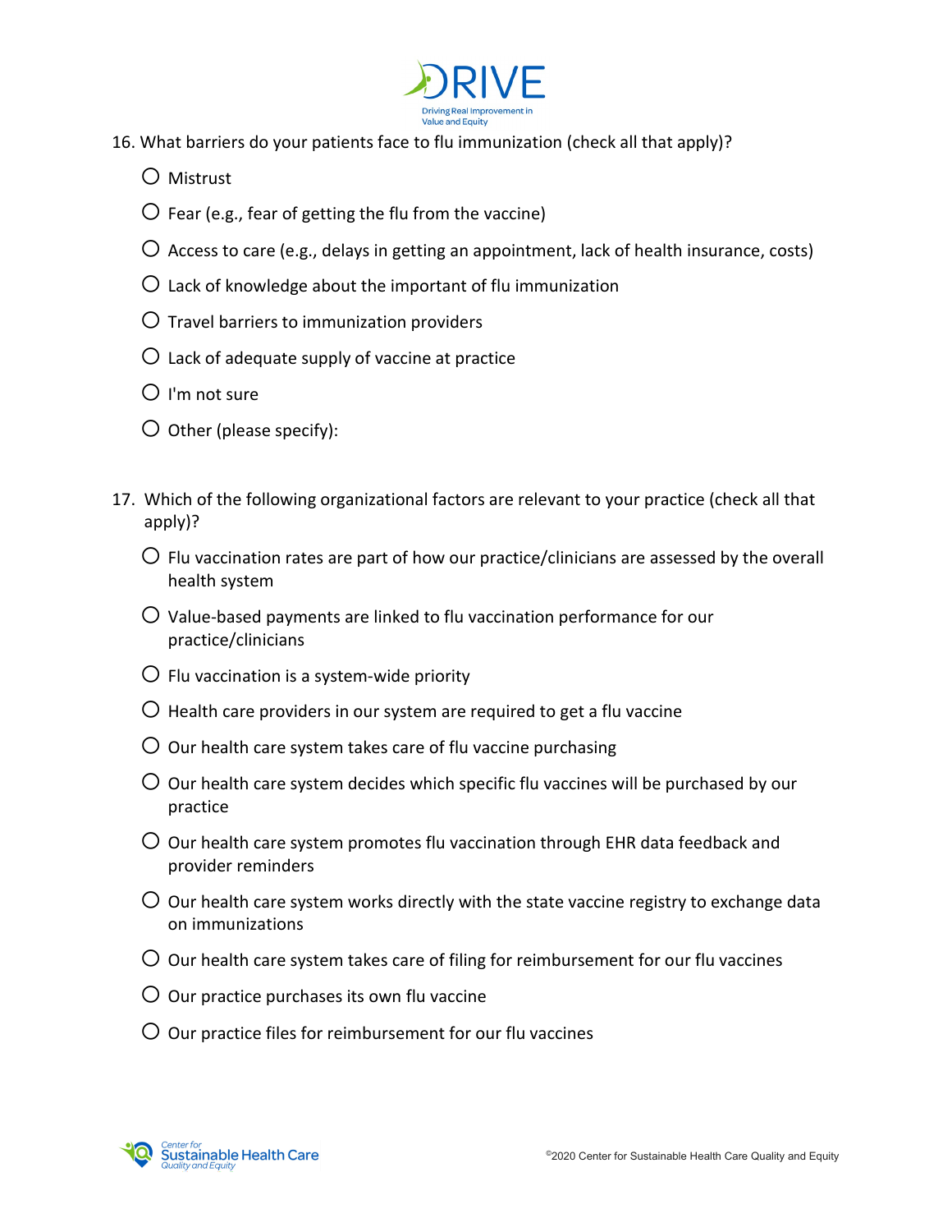16. What barriers do your patients face to flu immunization (check all that apply)?

- ○ Mistrust
- ○ Fear (e.g., fear of getting the flu from the vaccine)
- ○ Access to care (e.g., delays in getting an appointment, lack of health insurance, costs)
- ○ Lack of knowledge about the important of flu immunization
- ○ Travel barriers to immunization providers
- ○ Lack of adequate supply of vaccine at practice
- ○ I'm not sure
- ○ Other (please specify):

17. Which of the following organizational factors are relevant to your practice (check all that apply)?

- ○ Flu vaccination rates are part of how our practice/clinicians are assessed by the overall health system
- ○ Value-based payments are linked to flu vaccination performance for our practice/clinicians
- ○ Flu vaccination is a system-wide priority
- ○ Health care providers in our system are required to get a flu vaccine
- ○ Our health care system takes care of flu vaccine purchasing
- ○ Our health care system decides which specific flu vaccines will be purchased by our practice
- ○ Our health care system promotes flu vaccination through EHR data feedback and provider reminders
- ○ Our health care system works directly with the state vaccine registry to exchange data on immunizations
- ○ Our health care system takes care of filing for reimbursement for our flu vaccines
- ○ Our practice purchases its own flu vaccine
- ○ Our practice files for reimbursement for our flu vaccines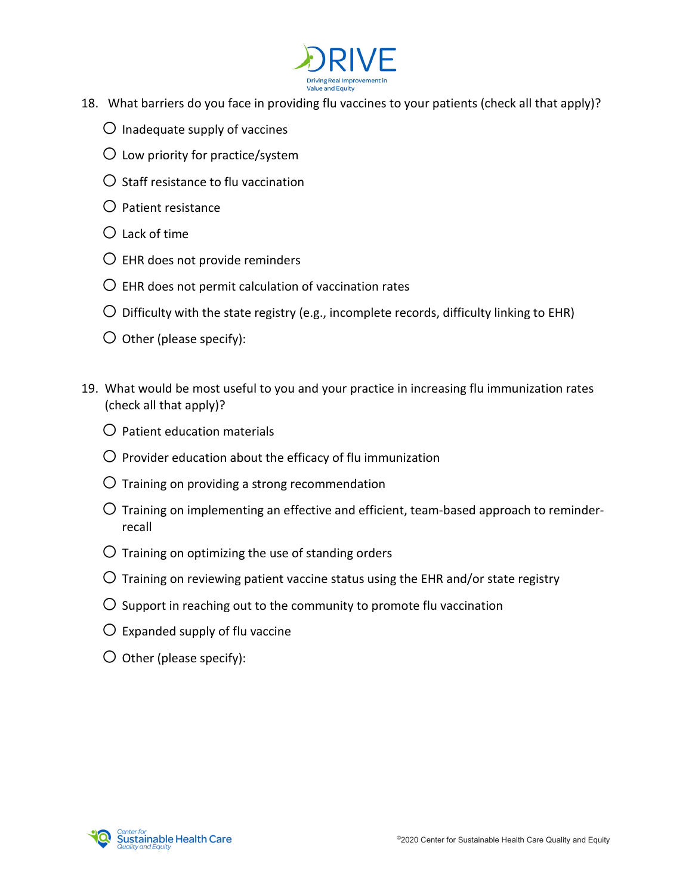18. What barriers do you face in providing flu vaccines to your patients (check all that apply)?

   - ○ Inadequate supply of vaccines
   - ○ Low priority for practice/system
   - ○ Staff resistance to flu vaccination
   - ○ Patient resistance
   - ○ Lack of time
   - ○ EHR does not provide reminders
   - ○ EHR does not permit calculation of vaccination rates
   - ○ Difficulty with the state registry (e.g., incomplete records, difficulty linking to EHR)
   - ○ Other (please specify):

19. What would be most useful to you and your practice in increasing flu immunization rates (check all that apply)?

   - ○ Patient education materials
   - ○ Provider education about the efficacy of flu immunization
   - ○ Training on providing a strong recommendation
   - ○ Training on implementing an effective and efficient, team-based approach to reminder-recall
   - ○ Training on optimizing the use of standing orders
   - ○ Training on reviewing patient vaccine status using the EHR and/or state registry
   - ○ Support in reaching out to the community to promote flu vaccination
   - ○ Expanded supply of flu vaccine
   - ○ Other (please specify):